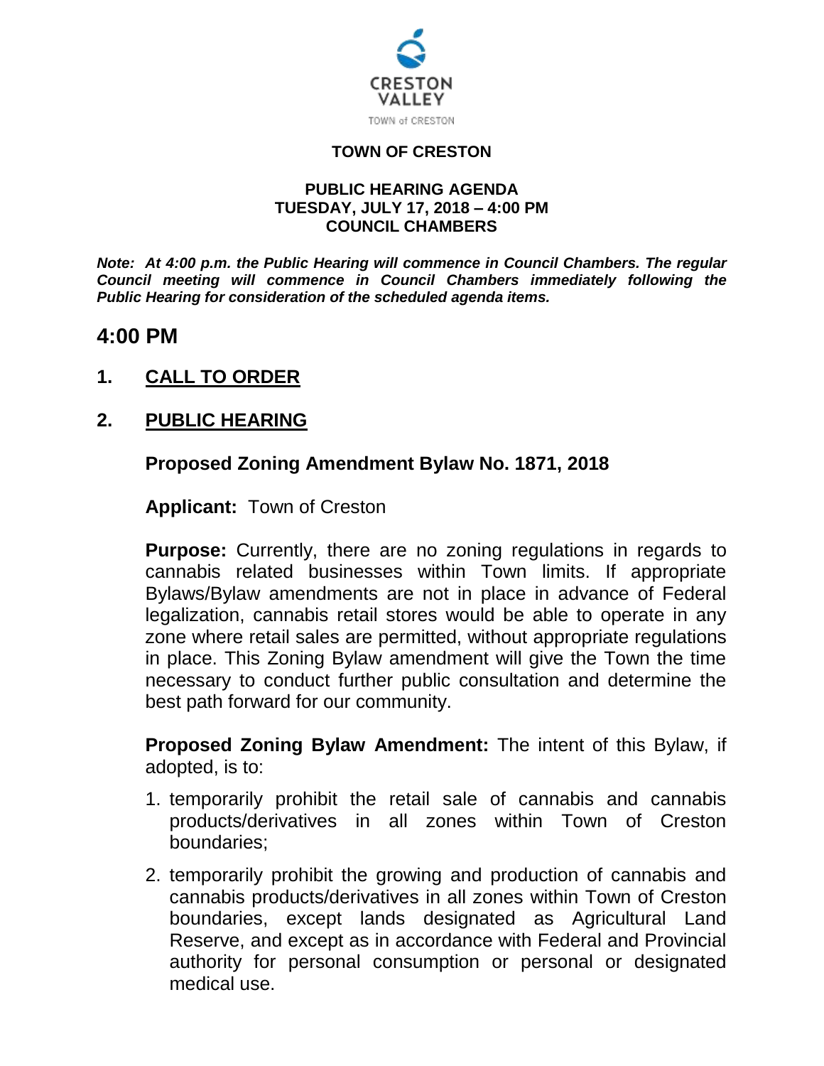CRESTON VALLEY

TOWN of CRESTON

**TOWN OF CRESTON**

**PUBLIC HEARING AGENDA**
**TUESDAY, JULY 17, 2018 – 4:00 PM**
**COUNCIL CHAMBERS**

***Note: At 4:00 p.m. the Public Hearing will commence in Council Chambers. The regular Council meeting will commence in Council Chambers immediately following the Public Hearing for consideration of the scheduled agenda items.***

## 4:00 PM

## 1. CALL TO ORDER

## 2. PUBLIC HEARING

### Proposed Zoning Amendment Bylaw No. 1871, 2018

**Applicant:** Town of Creston

**Purpose:** Currently, there are no zoning regulations in regards to cannabis related businesses within Town limits. If appropriate Bylaws/Bylaw amendments are not in place in advance of Federal legalization, cannabis retail stores would be able to operate in any zone where retail sales are permitted, without appropriate regulations in place. This Zoning Bylaw amendment will give the Town the time necessary to conduct further public consultation and determine the best path forward for our community.

**Proposed Zoning Bylaw Amendment:** The intent of this Bylaw, if adopted, is to:

1. temporarily prohibit the retail sale of cannabis and cannabis products/derivatives in all zones within Town of Creston boundaries;
2. temporarily prohibit the growing and production of cannabis and cannabis products/derivatives in all zones within Town of Creston boundaries, except lands designated as Agricultural Land Reserve, and except as in accordance with Federal and Provincial authority for personal consumption or personal or designated medical use.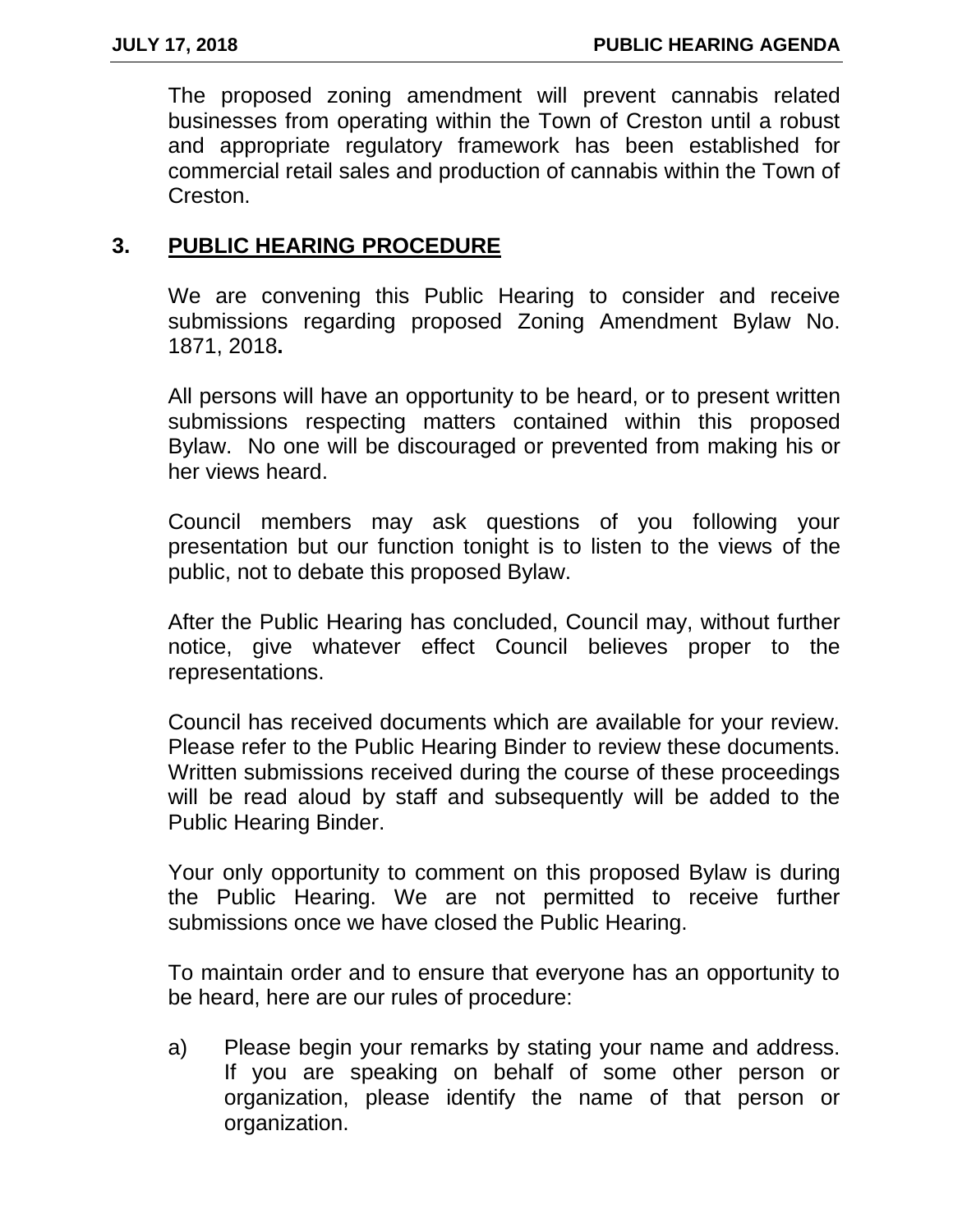The proposed zoning amendment will prevent cannabis related businesses from operating within the Town of Creston until a robust and appropriate regulatory framework has been established for commercial retail sales and production of cannabis within the Town of Creston.

## 3. PUBLIC HEARING PROCEDURE

We are convening this Public Hearing to consider and receive submissions regarding proposed Zoning Amendment Bylaw No. 1871, 2018**.**

All persons will have an opportunity to be heard, or to present written submissions respecting matters contained within this proposed Bylaw. No one will be discouraged or prevented from making his or her views heard.

Council members may ask questions of you following your presentation but our function tonight is to listen to the views of the public, not to debate this proposed Bylaw.

After the Public Hearing has concluded, Council may, without further notice, give whatever effect Council believes proper to the representations.

Council has received documents which are available for your review. Please refer to the Public Hearing Binder to review these documents. Written submissions received during the course of these proceedings will be read aloud by staff and subsequently will be added to the Public Hearing Binder.

Your only opportunity to comment on this proposed Bylaw is during the Public Hearing. We are not permitted to receive further submissions once we have closed the Public Hearing.

To maintain order and to ensure that everyone has an opportunity to be heard, here are our rules of procedure:

a) Please begin your remarks by stating your name and address. If you are speaking on behalf of some other person or organization, please identify the name of that person or organization.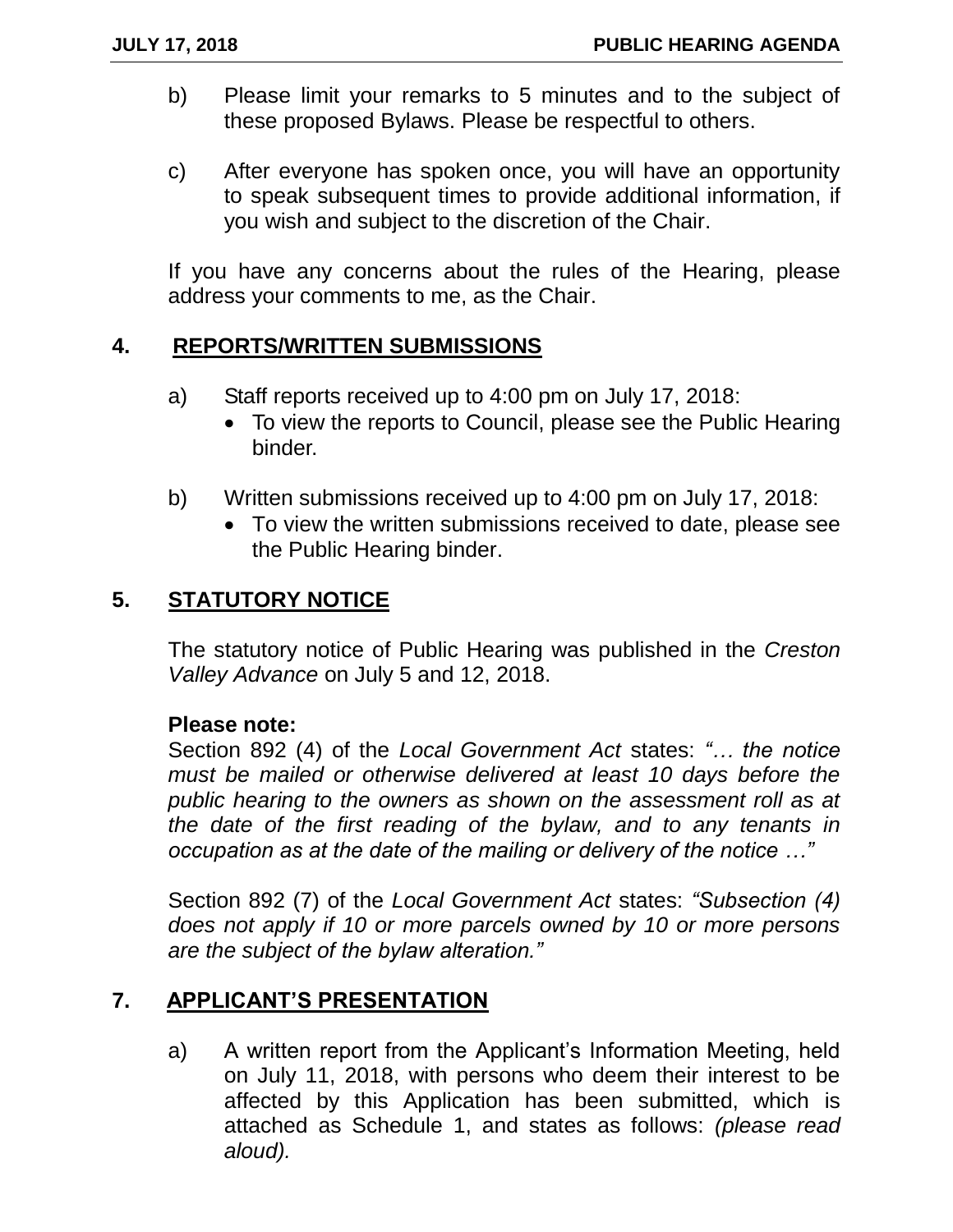b) Please limit your remarks to 5 minutes and to the subject of these proposed Bylaws. Please be respectful to others.

c) After everyone has spoken once, you will have an opportunity to speak subsequent times to provide additional information, if you wish and subject to the discretion of the Chair.

If you have any concerns about the rules of the Hearing, please address your comments to me, as the Chair.

## 4. REPORTS/WRITTEN SUBMISSIONS

a) Staff reports received up to 4:00 pm on July 17, 2018:
   - To view the reports to Council, please see the Public Hearing binder.

b) Written submissions received up to 4:00 pm on July 17, 2018:
   - To view the written submissions received to date, please see the Public Hearing binder.

## 5. STATUTORY NOTICE

The statutory notice of Public Hearing was published in the *Creston Valley Advance* on July 5 and 12, 2018.

**Please note:**
Section 892 (4) of the *Local Government Act* states: *"… the notice must be mailed or otherwise delivered at least 10 days before the public hearing to the owners as shown on the assessment roll as at the date of the first reading of the bylaw, and to any tenants in occupation as at the date of the mailing or delivery of the notice …"*

Section 892 (7) of the *Local Government Act* states: *"Subsection (4) does not apply if 10 or more parcels owned by 10 or more persons are the subject of the bylaw alteration."*

## 7. APPLICANT'S PRESENTATION

a) A written report from the Applicant's Information Meeting, held on July 11, 2018, with persons who deem their interest to be affected by this Application has been submitted, which is attached as Schedule 1, and states as follows: *(please read aloud).*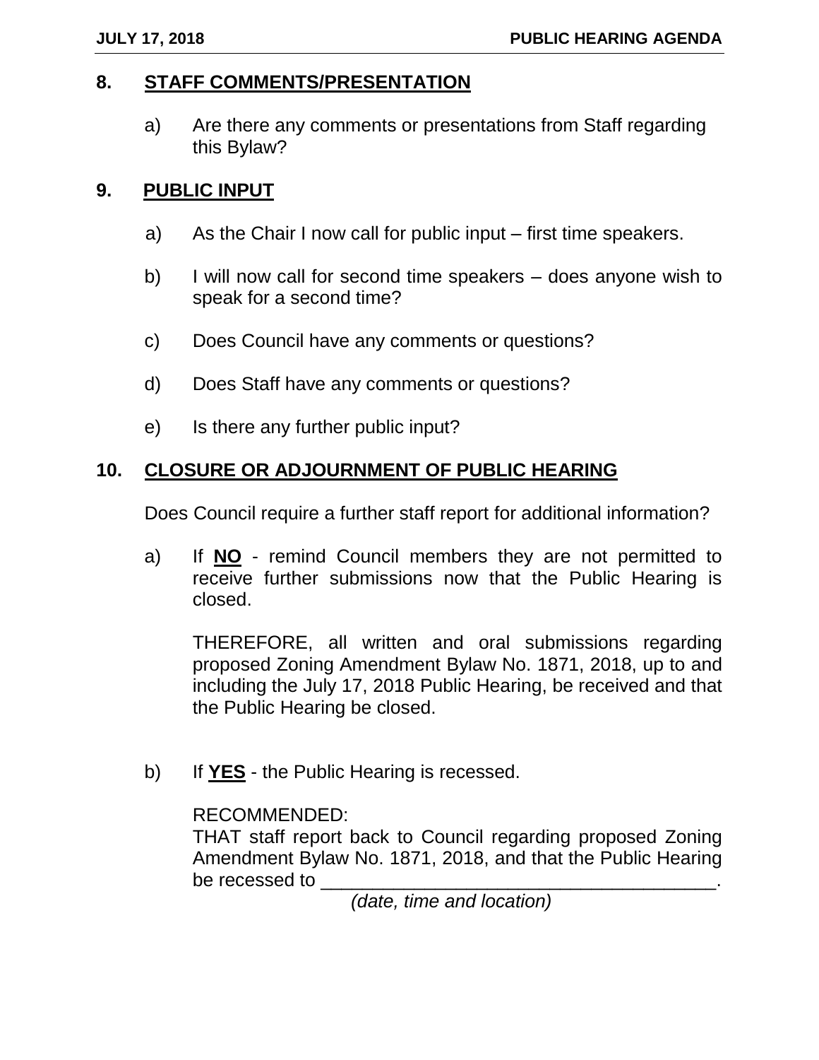## 8. STAFF COMMENTS/PRESENTATION

a) Are there any comments or presentations from Staff regarding this Bylaw?

## 9. PUBLIC INPUT

a) As the Chair I now call for public input – first time speakers.

b) I will now call for second time speakers – does anyone wish to speak for a second time?

c) Does Council have any comments or questions?

d) Does Staff have any comments or questions?

e) Is there any further public input?

## 10. CLOSURE OR ADJOURNMENT OF PUBLIC HEARING

Does Council require a further staff report for additional information?

a) If **NO** - remind Council members they are not permitted to receive further submissions now that the Public Hearing is closed.

THEREFORE, all written and oral submissions regarding proposed Zoning Amendment Bylaw No. 1871, 2018, up to and including the July 17, 2018 Public Hearing, be received and that the Public Hearing be closed.

b) If **YES** - the Public Hearing is recessed.

RECOMMENDED:
THAT staff report back to Council regarding proposed Zoning Amendment Bylaw No. 1871, 2018, and that the Public Hearing be recessed to ______________________________________.
*(date, time and location)*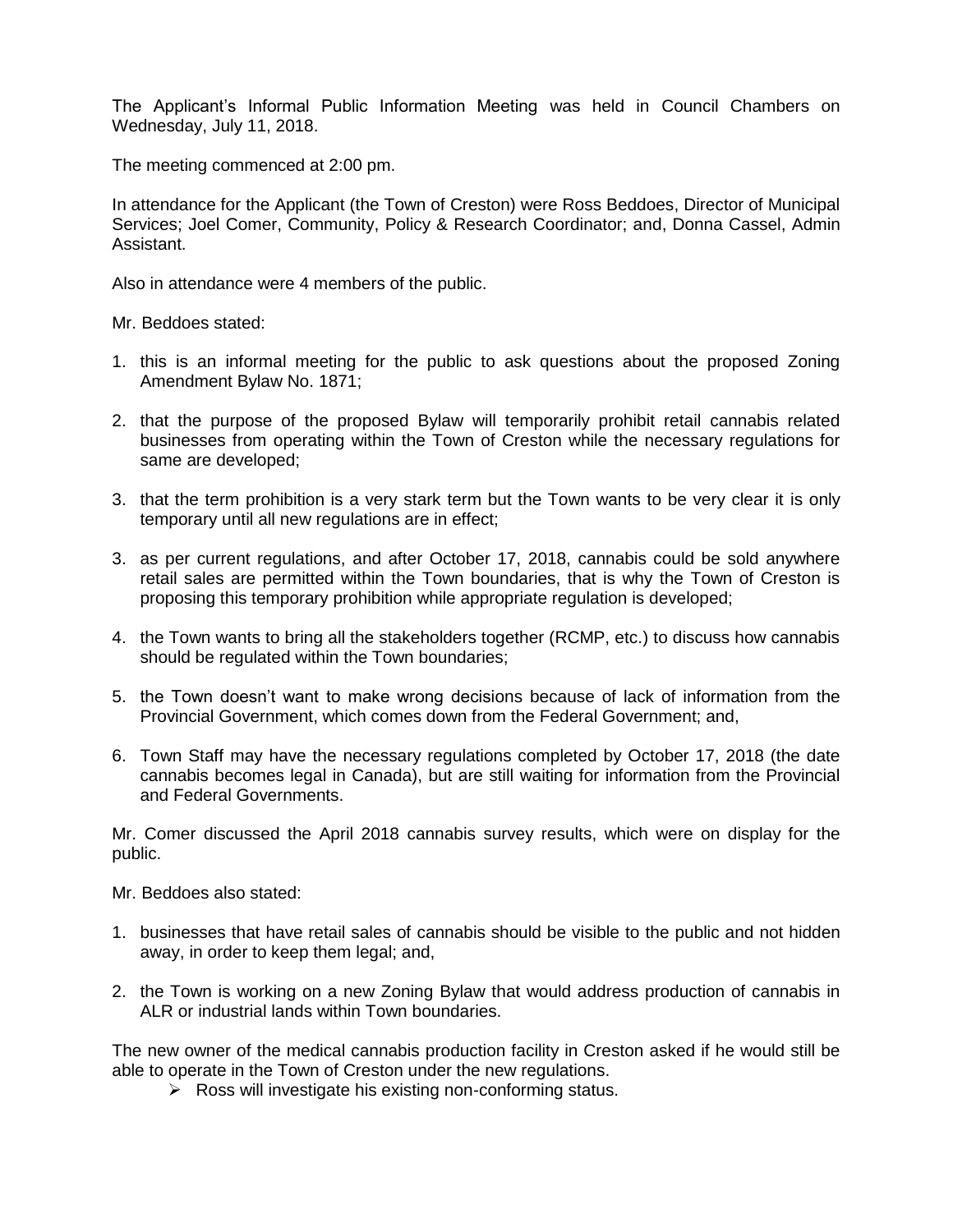The Applicant's Informal Public Information Meeting was held in Council Chambers on Wednesday, July 11, 2018.

The meeting commenced at 2:00 pm.

In attendance for the Applicant (the Town of Creston) were Ross Beddoes, Director of Municipal Services; Joel Comer, Community, Policy & Research Coordinator; and, Donna Cassel, Admin Assistant.

Also in attendance were 4 members of the public.

Mr. Beddoes stated:

1. this is an informal meeting for the public to ask questions about the proposed Zoning Amendment Bylaw No. 1871;

2. that the purpose of the proposed Bylaw will temporarily prohibit retail cannabis related businesses from operating within the Town of Creston while the necessary regulations for same are developed;

3. that the term prohibition is a very stark term but the Town wants to be very clear it is only temporary until all new regulations are in effect;

3. as per current regulations, and after October 17, 2018, cannabis could be sold anywhere retail sales are permitted within the Town boundaries, that is why the Town of Creston is proposing this temporary prohibition while appropriate regulation is developed;

4. the Town wants to bring all the stakeholders together (RCMP, etc.) to discuss how cannabis should be regulated within the Town boundaries;

5. the Town doesn't want to make wrong decisions because of lack of information from the Provincial Government, which comes down from the Federal Government; and,

6. Town Staff may have the necessary regulations completed by October 17, 2018 (the date cannabis becomes legal in Canada), but are still waiting for information from the Provincial and Federal Governments.

Mr. Comer discussed the April 2018 cannabis survey results, which were on display for the public.

Mr. Beddoes also stated:

1. businesses that have retail sales of cannabis should be visible to the public and not hidden away, in order to keep them legal; and,

2. the Town is working on a new Zoning Bylaw that would address production of cannabis in ALR or industrial lands within Town boundaries.

The new owner of the medical cannabis production facility in Creston asked if he would still be able to operate in the Town of Creston under the new regulations.

- Ross will investigate his existing non-conforming status.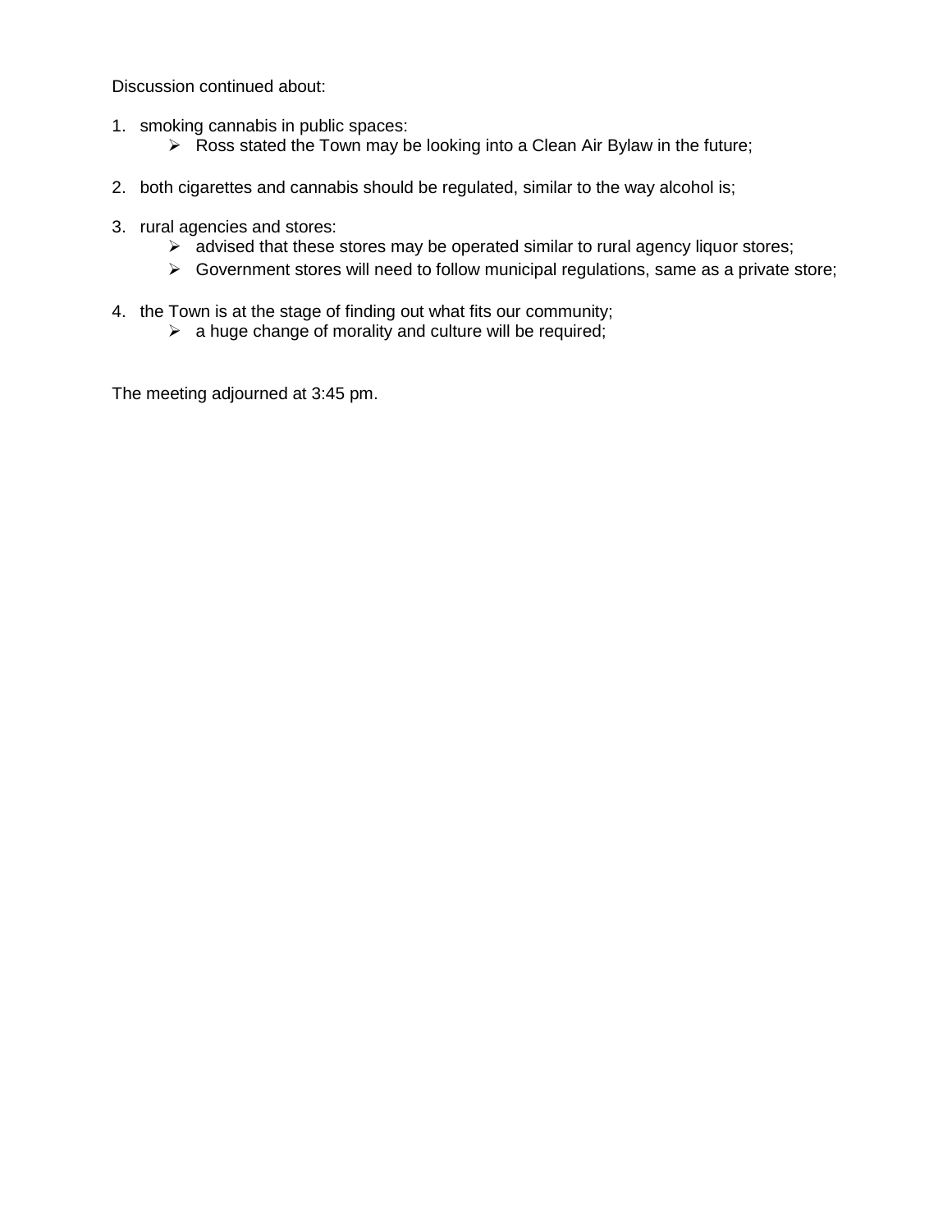Discussion continued about:

1. smoking cannabis in public spaces:
   - Ross stated the Town may be looking into a Clean Air Bylaw in the future;

2. both cigarettes and cannabis should be regulated, similar to the way alcohol is;

3. rural agencies and stores:
   - advised that these stores may be operated similar to rural agency liquor stores;
   - Government stores will need to follow municipal regulations, same as a private store;

4. the Town is at the stage of finding out what fits our community;
   - a huge change of morality and culture will be required;

The meeting adjourned at 3:45 pm.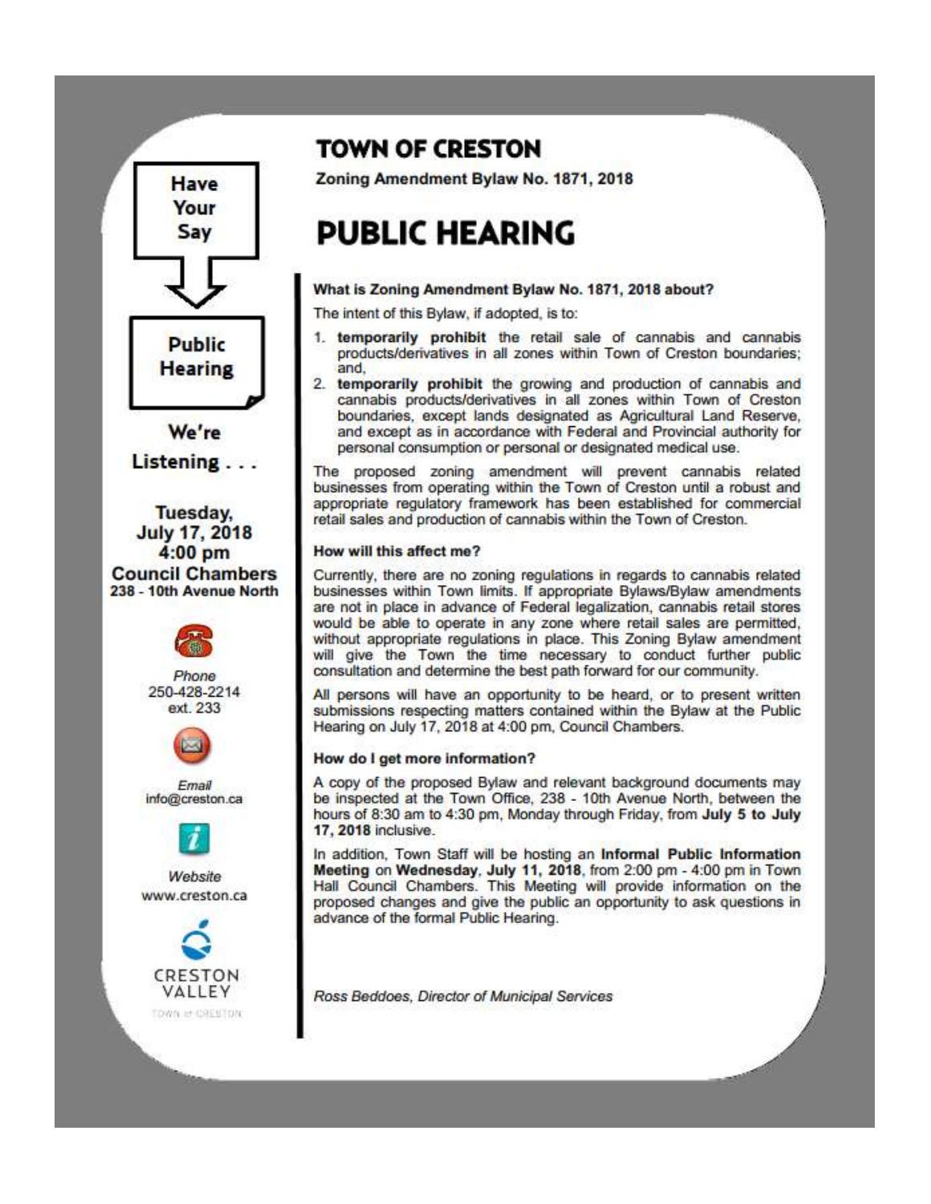# TOWN OF CRESTON

**Zoning Amendment Bylaw No. 1871, 2018**

# PUBLIC HEARING

**Have Your Say**

**Public Hearing**

**We're Listening . . .**

**Tuesday, July 17, 2018**
**4:00 pm**
**Council Chambers**
**238 - 10th Avenue North**

*Phone*
250-428-2214
ext. 233

*Email*
info@creston.ca

*Website*
www.creston.ca

CRESTON VALLEY
TOWN of CRESTON

### What is Zoning Amendment Bylaw No. 1871, 2018 about?

The intent of this Bylaw, if adopted, is to:

1. **temporarily prohibit** the retail sale of cannabis and cannabis products/derivatives in all zones within Town of Creston boundaries; and,
2. **temporarily prohibit** the growing and production of cannabis and cannabis products/derivatives in all zones within Town of Creston boundaries, except lands designated as Agricultural Land Reserve, and except as in accordance with Federal and Provincial authority for personal consumption or personal or designated medical use.

The proposed zoning amendment will prevent cannabis related businesses from operating within the Town of Creston until a robust and appropriate regulatory framework has been established for commercial retail sales and production of cannabis within the Town of Creston.

### How will this affect me?

Currently, there are no zoning regulations in regards to cannabis related businesses within Town limits. If appropriate Bylaws/Bylaw amendments are not in place in advance of Federal legalization, cannabis retail stores would be able to operate in any zone where retail sales are permitted, without appropriate regulations in place. This Zoning Bylaw amendment will give the Town the time necessary to conduct further public consultation and determine the best path forward for our community.

All persons will have an opportunity to be heard, or to present written submissions respecting matters contained within the Bylaw at the Public Hearing on July 17, 2018 at 4:00 pm, Council Chambers.

### How do I get more information?

A copy of the proposed Bylaw and relevant background documents may be inspected at the Town Office, 238 - 10th Avenue North, between the hours of 8:30 am to 4:30 pm, Monday through Friday, from **July 5 to July 17, 2018** inclusive.

In addition, Town Staff will be hosting an **Informal Public Information Meeting** on **Wednesday, July 11, 2018**, from 2:00 pm - 4:00 pm in Town Hall Council Chambers. This Meeting will provide information on the proposed changes and give the public an opportunity to ask questions in advance of the formal Public Hearing.

*Ross Beddoes, Director of Municipal Services*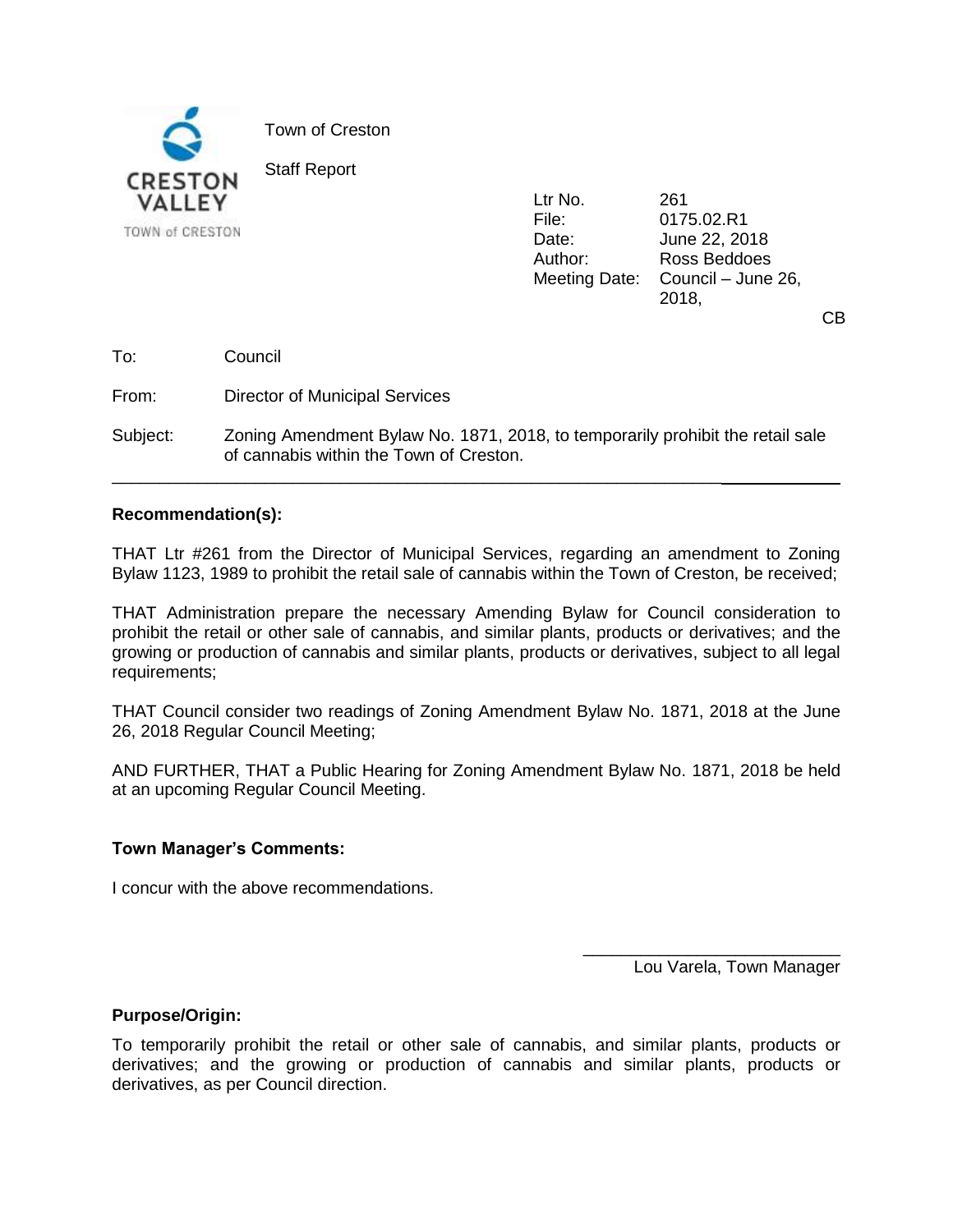CRESTON VALLEY

TOWN of CRESTON

Town of Creston

Staff Report

| | |
|---|---|
| Ltr No. | 261 |
| File: | 0175.02.R1 |
| Date: | June 22, 2018 |
| Author: | Ross Beddoes |
| Meeting Date: | Council – June 26, 2018, |

CB

To: Council

From: Director of Municipal Services

Subject: Zoning Amendment Bylaw No. 1871, 2018, to temporarily prohibit the retail sale of cannabis within the Town of Creston.

---

**Recommendation(s):**

THAT Ltr #261 from the Director of Municipal Services, regarding an amendment to Zoning Bylaw 1123, 1989 to prohibit the retail sale of cannabis within the Town of Creston, be received;

THAT Administration prepare the necessary Amending Bylaw for Council consideration to prohibit the retail or other sale of cannabis, and similar plants, products or derivatives; and the growing or production of cannabis and similar plants, products or derivatives, subject to all legal requirements;

THAT Council consider two readings of Zoning Amendment Bylaw No. 1871, 2018 at the June 26, 2018 Regular Council Meeting;

AND FURTHER, THAT a Public Hearing for Zoning Amendment Bylaw No. 1871, 2018 be held at an upcoming Regular Council Meeting.

**Town Manager's Comments:**

I concur with the above recommendations.

Lou Varela, Town Manager

**Purpose/Origin:**

To temporarily prohibit the retail or other sale of cannabis, and similar plants, products or derivatives; and the growing or production of cannabis and similar plants, products or derivatives, as per Council direction.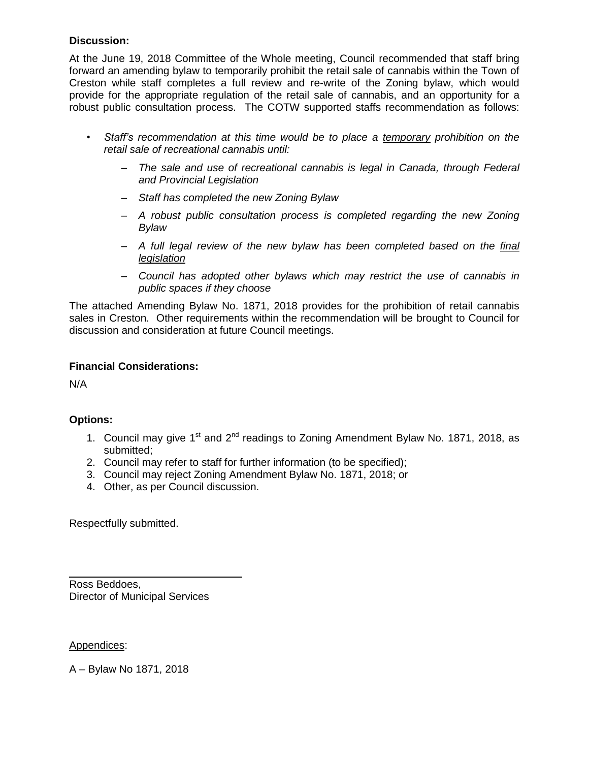**Discussion:**

At the June 19, 2018 Committee of the Whole meeting, Council recommended that staff bring forward an amending bylaw to temporarily prohibit the retail sale of cannabis within the Town of Creston while staff completes a full review and re-write of the Zoning bylaw, which would provide for the appropriate regulation of the retail sale of cannabis, and an opportunity for a robust public consultation process. The COTW supported staffs recommendation as follows:

- *Staff's recommendation at this time would be to place a <u>temporary</u> prohibition on the retail sale of recreational cannabis until:*
  - *The sale and use of recreational cannabis is legal in Canada, through Federal and Provincial Legislation*
  - *Staff has completed the new Zoning Bylaw*
  - *A robust public consultation process is completed regarding the new Zoning Bylaw*
  - *A full legal review of the new bylaw has been completed based on the <u>final legislation</u>*
  - *Council has adopted other bylaws which may restrict the use of cannabis in public spaces if they choose*

The attached Amending Bylaw No. 1871, 2018 provides for the prohibition of retail cannabis sales in Creston. Other requirements within the recommendation will be brought to Council for discussion and consideration at future Council meetings.

**Financial Considerations:**

N/A

**Options:**

1. Council may give 1st and 2nd readings to Zoning Amendment Bylaw No. 1871, 2018, as submitted;
2. Council may refer to staff for further information (to be specified);
3. Council may reject Zoning Amendment Bylaw No. 1871, 2018; or
4. Other, as per Council discussion.

Respectfully submitted.

Ross Beddoes,
Director of Municipal Services

<u>Appendices</u>:

A – Bylaw No 1871, 2018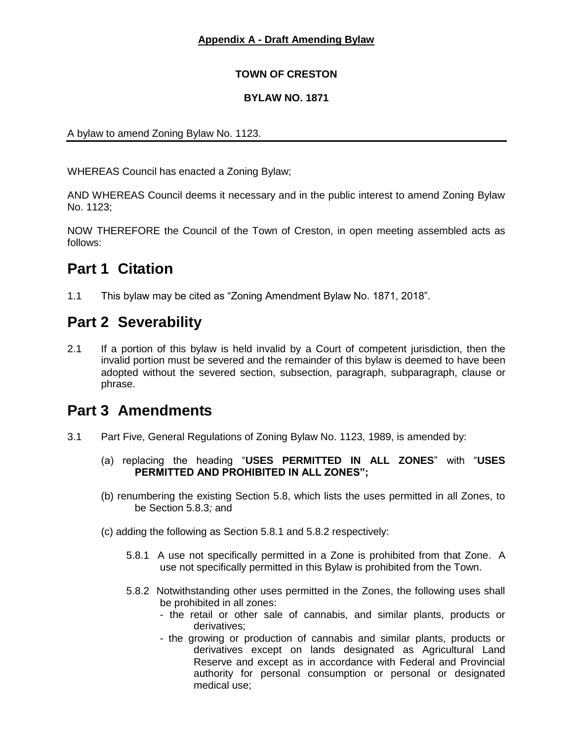**Appendix A - Draft Amending Bylaw**

**TOWN OF CRESTON**

**BYLAW NO. 1871**

A bylaw to amend Zoning Bylaw No. 1123.

WHEREAS Council has enacted a Zoning Bylaw;

AND WHEREAS Council deems it necessary and in the public interest to amend Zoning Bylaw No. 1123;

NOW THEREFORE the Council of the Town of Creston, in open meeting assembled acts as follows:

# Part 1 Citation

1.1 This bylaw may be cited as "Zoning Amendment Bylaw No. 1871, 2018".

# Part 2 Severability

2.1 If a portion of this bylaw is held invalid by a Court of competent jurisdiction, then the invalid portion must be severed and the remainder of this bylaw is deemed to have been adopted without the severed section, subsection, paragraph, subparagraph, clause or phrase.

# Part 3 Amendments

3.1 Part Five, General Regulations of Zoning Bylaw No. 1123, 1989, is amended by:

(a) replacing the heading "**USES PERMITTED IN ALL ZONES**" with "**USES PERMITTED AND PROHIBITED IN ALL ZONES";**

(b) renumbering the existing Section 5.8, which lists the uses permitted in all Zones, to be Section 5.8.3*;* and

(c) adding the following as Section 5.8.1 and 5.8.2 respectively:

5.8.1 A use not specifically permitted in a Zone is prohibited from that Zone. A use not specifically permitted in this Bylaw is prohibited from the Town.

5.8.2 Notwithstanding other uses permitted in the Zones, the following uses shall be prohibited in all zones:

- the retail or other sale of cannabis, and similar plants, products or derivatives;
- the growing or production of cannabis and similar plants, products or derivatives except on lands designated as Agricultural Land Reserve and except as in accordance with Federal and Provincial authority for personal consumption or personal or designated medical use;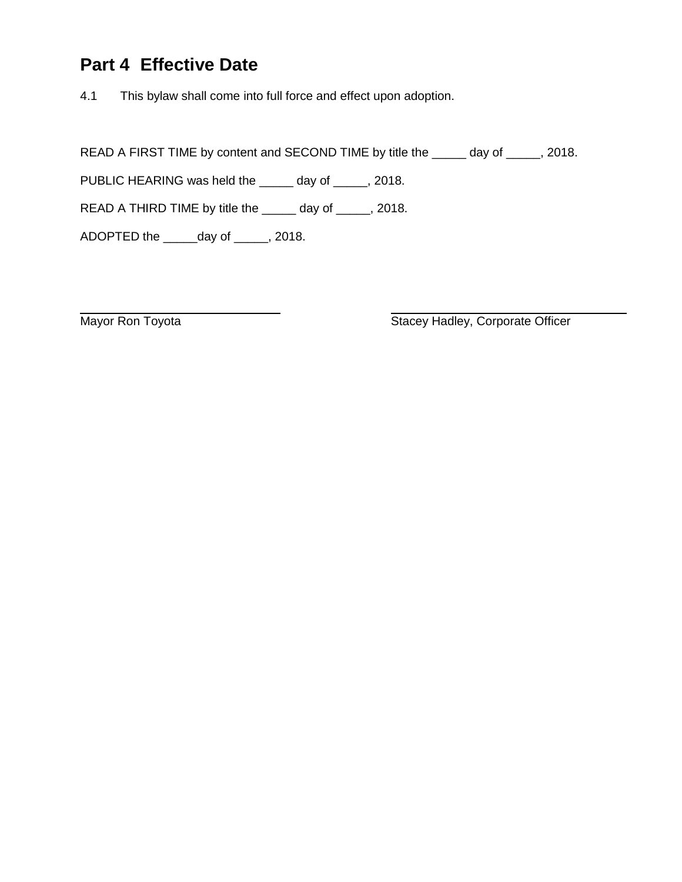## Part 4 Effective Date

4.1 This bylaw shall come into full force and effect upon adoption.

READ A FIRST TIME by content and SECOND TIME by title the _____ day of _____, 2018.

PUBLIC HEARING was held the _____ day of _____, 2018.

READ A THIRD TIME by title the _____ day of _____, 2018.

ADOPTED the _____day of _____, 2018.

| | |
|---|---|
| ______________________________ | ______________________________ |
| Mayor Ron Toyota | Stacey Hadley, Corporate Officer |